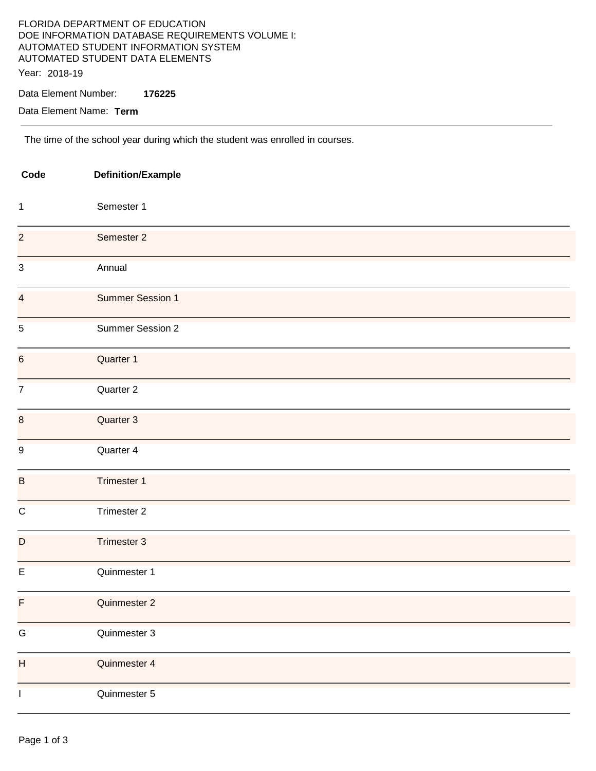FLORIDA DEPARTMENT OF EDUCATION
DOE INFORMATION DATABASE REQUIREMENTS VOLUME I:
AUTOMATED STUDENT INFORMATION SYSTEM
AUTOMATED STUDENT DATA ELEMENTS

Year: 2018-19

Data Element Number: **176225**

Data Element Name: **Term**

---

The time of the school year during which the student was enrolled in courses.

| Code | Definition/Example |
|---|---|
| 1 | Semester 1 |
| 2 | Semester 2 |
| 3 | Annual |
| 4 | Summer Session 1 |
| 5 | Summer Session 2 |
| 6 | Quarter 1 |
| 7 | Quarter 2 |
| 8 | Quarter 3 |
| 9 | Quarter 4 |
| B | Trimester 1 |
| C | Trimester 2 |
| D | Trimester 3 |
| E | Quinmester 1 |
| F | Quinmester 2 |
| G | Quinmester 3 |
| H | Quinmester 4 |
| I | Quinmester 5 |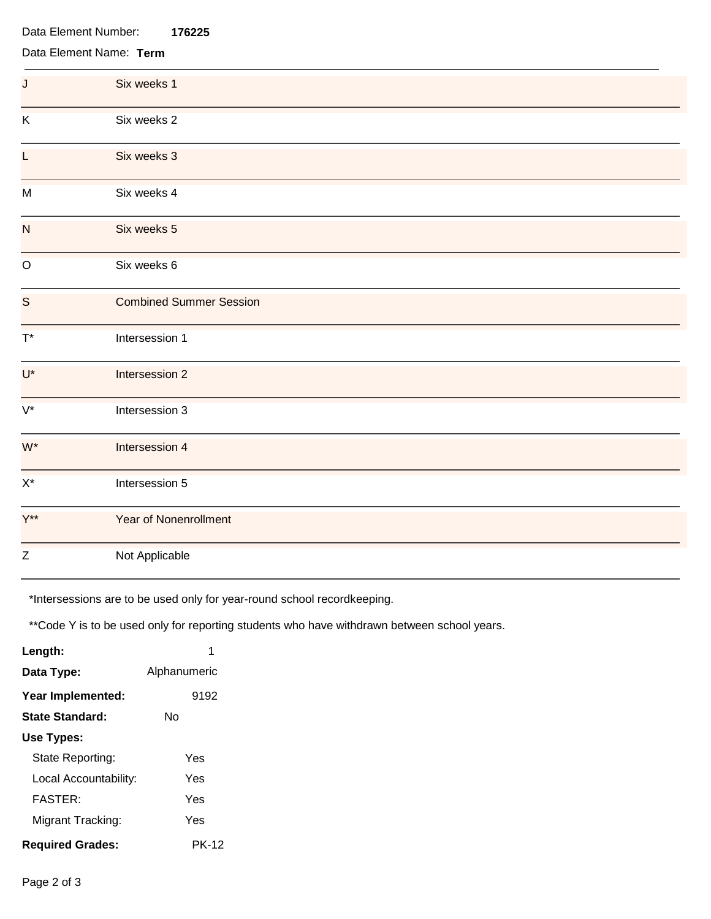Data Element Number: **176225**

Data Element Name: **Term**

| Code | Description |
|---|---|
| J | Six weeks 1 |
| K | Six weeks 2 |
| L | Six weeks 3 |
| M | Six weeks 4 |
| N | Six weeks 5 |
| O | Six weeks 6 |
| S | Combined Summer Session |
| T* | Intersession 1 |
| U* | Intersession 2 |
| V* | Intersession 3 |
| W* | Intersession 4 |
| X* | Intersession 5 |
| Y** | Year of Nonenrollment |
| Z | Not Applicable |

*Intersessions are to be used only for year-round school recordkeeping.

**Code Y is to be used only for reporting students who have withdrawn between school years.

**Length:** 1

**Data Type:** Alphanumeric

**Year Implemented:** 9192

**State Standard:** No

**Use Types:**

- State Reporting: Yes
- Local Accountability: Yes
- FASTER: Yes
- Migrant Tracking: Yes

**Required Grades:** PK-12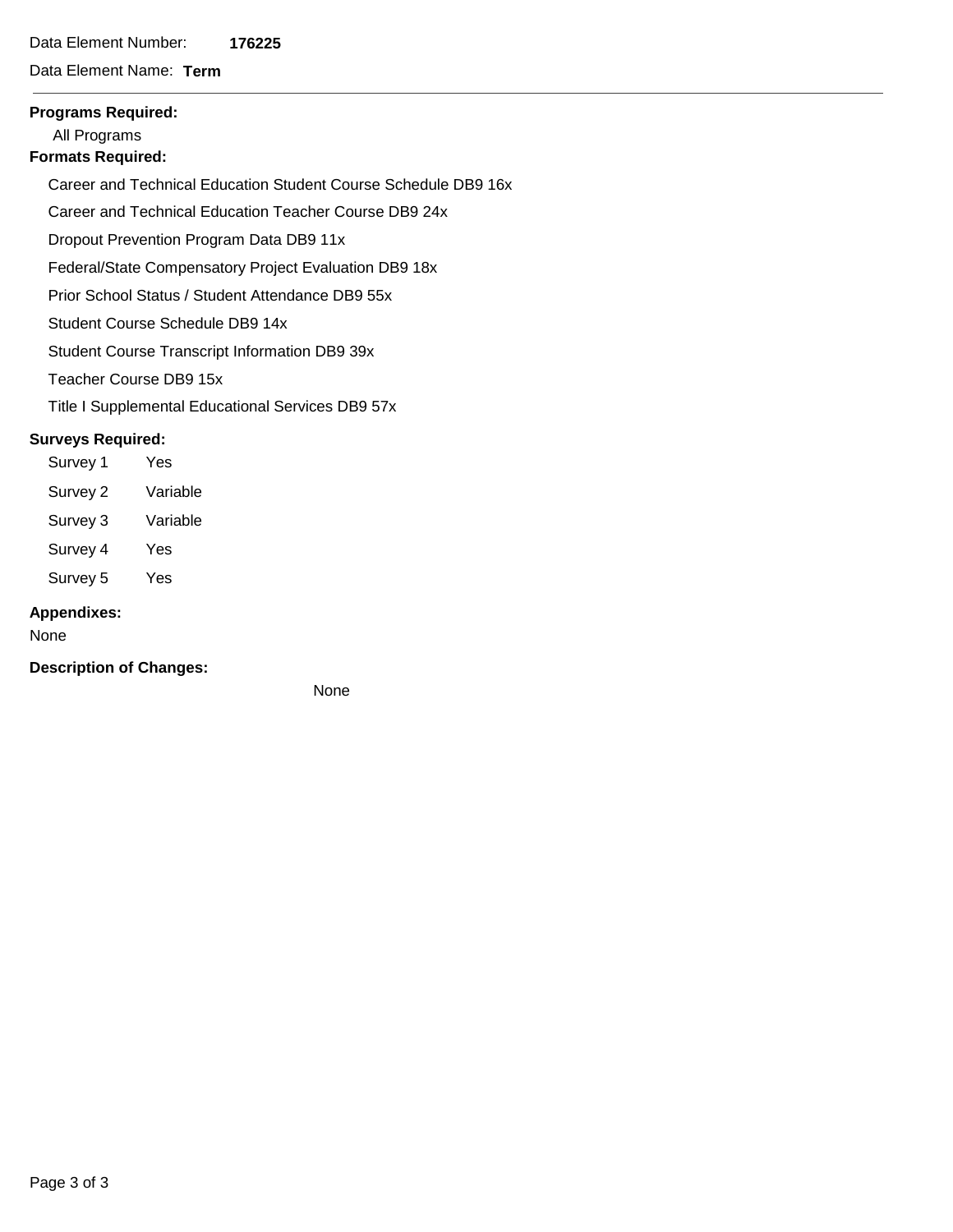Data Element Number: **176225**

Data Element Name: **Term**

---

**Programs Required:**

All Programs

**Formats Required:**

Career and Technical Education Student Course Schedule DB9 16x

Career and Technical Education Teacher Course DB9 24x

Dropout Prevention Program Data DB9 11x

Federal/State Compensatory Project Evaluation DB9 18x

Prior School Status / Student Attendance DB9 55x

Student Course Schedule DB9 14x

Student Course Transcript Information DB9 39x

Teacher Course DB9 15x

Title I Supplemental Educational Services DB9 57x

**Surveys Required:**

| | |
|---|---|
| Survey 1 | Yes |
| Survey 2 | Variable |
| Survey 3 | Variable |
| Survey 4 | Yes |
| Survey 5 | Yes |

**Appendixes:**

None

**Description of Changes:**

None